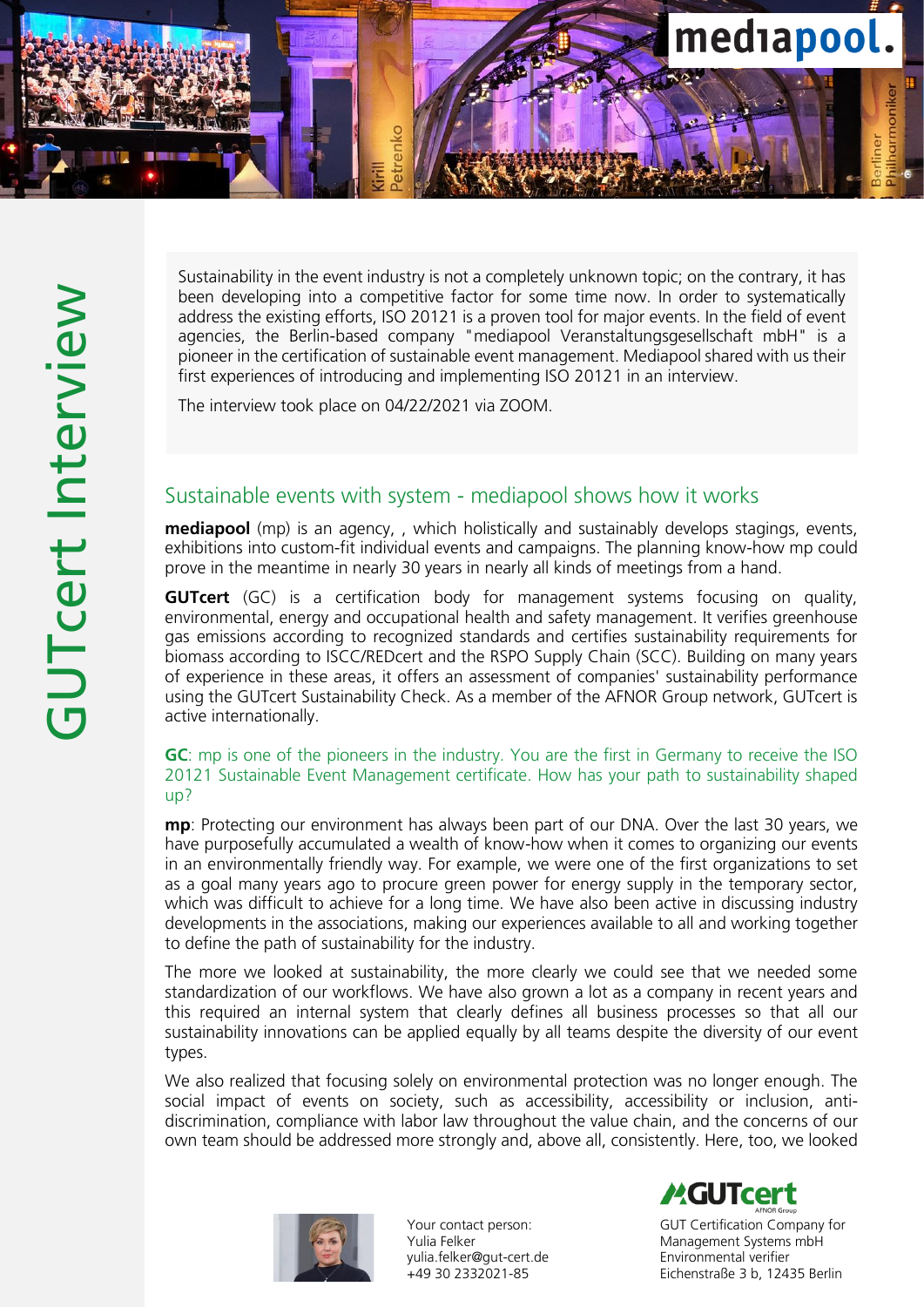# GUTcert Interview

Sustainability in the event industry is not a completely unknown topic; on the contrary, it has been developing into a competitive factor for some time now. In order to systematically address the existing efforts, ISO 20121 is a proven tool for major events. In the field of event agencies, the Berlin-based company "mediapool Veranstaltungsgesellschaft mbH" is a pioneer in the certification of sustainable event management. Mediapool shared with us their first experiences of introducing and implementing ISO 20121 in an interview.

The interview took place on 04/22/2021 via ZOOM.

## Sustainable events with system - mediapool shows how it works

**mediapool** (mp) is an agency, , which holistically and sustainably develops stagings, events, exhibitions into custom-fit individual events and campaigns. The planning know-how mp could prove in the meantime in nearly 30 years in nearly all kinds of meetings from a hand.

**GUTcert** (GC) is a certification body for management systems focusing on quality, environmental, energy and occupational health and safety management. It verifies greenhouse gas emissions according to recognized standards and certifies sustainability requirements for biomass according to ISCC/REDcert and the RSPO Supply Chain (SCC). Building on many years of experience in these areas, it offers an assessment of companies' sustainability performance using the GUTcert Sustainability Check. As a member of the AFNOR Group network, GUTcert is active internationally.

**GC**: mp is one of the pioneers in the industry. You are the first in Germany to receive the ISO 20121 Sustainable Event Management certificate. How has your path to sustainability shaped up?

**mp**: Protecting our environment has always been part of our DNA. Over the last 30 years, we have purposefully accumulated a wealth of know-how when it comes to organizing our events in an environmentally friendly way. For example, we were one of the first organizations to set as a goal many years ago to procure green power for energy supply in the temporary sector, which was difficult to achieve for a long time. We have also been active in discussing industry developments in the associations, making our experiences available to all and working together to define the path of sustainability for the industry.

The more we looked at sustainability, the more clearly we could see that we needed some standardization of our workflows. We have also grown a lot as a company in recent years and this required an internal system that clearly defines all business processes so that all our sustainability innovations can be applied equally by all teams despite the diversity of our event types.

We also realized that focusing solely on environmental protection was no longer enough. The social impact of events on society, such as accessibility, accessibility or inclusion, anti-discrimination, compliance with labor law throughout the value chain, and the concerns of our own team should be addressed more strongly and, above all, consistently. Here, too, we looked

Your contact person:
Yulia Felker
yulia.felker@gut-cert.de
+49 30 2332021-85

GUT Certification Company for Management Systems mbH
Environmental verifier
Eichenstraße 3 b, 12435 Berlin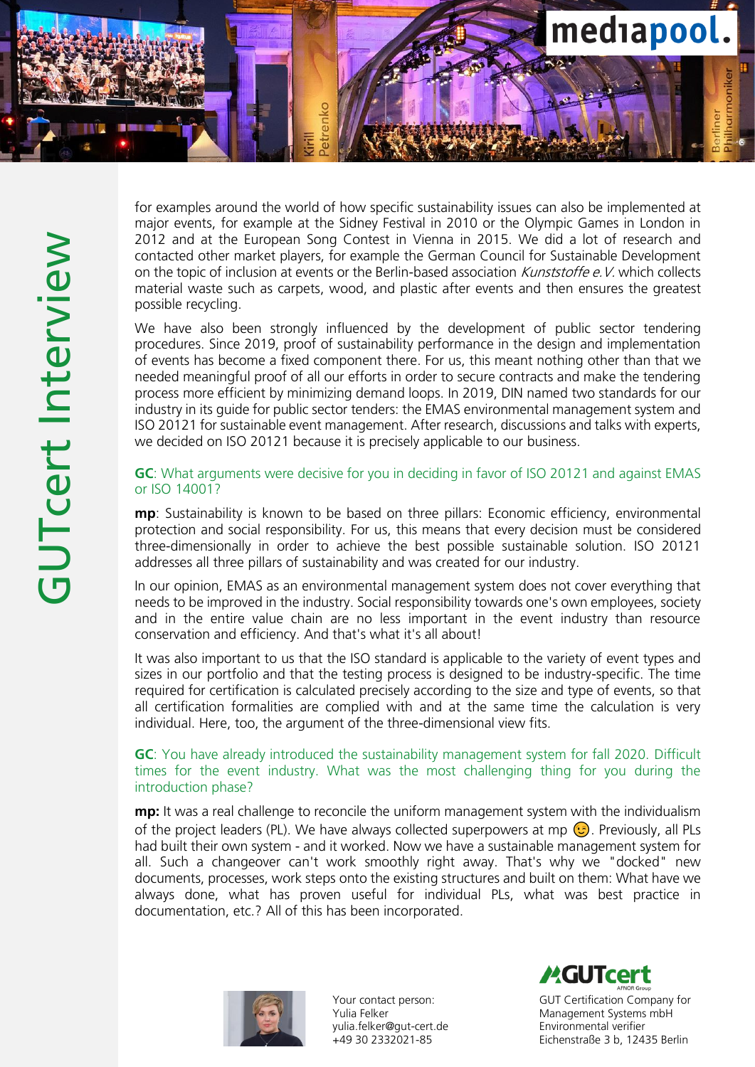for examples around the world of how specific sustainability issues can also be implemented at major events, for example at the Sidney Festival in 2010 or the Olympic Games in London in 2012 and at the European Song Contest in Vienna in 2015. We did a lot of research and contacted other market players, for example the German Council for Sustainable Development on the topic of inclusion at events or the Berlin-based association *Kunststoffe e.V.* which collects material waste such as carpets, wood, and plastic after events and then ensures the greatest possible recycling.

We have also been strongly influenced by the development of public sector tendering procedures. Since 2019, proof of sustainability performance in the design and implementation of events has become a fixed component there. For us, this meant nothing other than that we needed meaningful proof of all our efforts in order to secure contracts and make the tendering process more efficient by minimizing demand loops. In 2019, DIN named two standards for our industry in its guide for public sector tenders: the EMAS environmental management system and ISO 20121 for sustainable event management. After research, discussions and talks with experts, we decided on ISO 20121 because it is precisely applicable to our business.

**GC**: What arguments were decisive for you in deciding in favor of ISO 20121 and against EMAS or ISO 14001?

**mp**: Sustainability is known to be based on three pillars: Economic efficiency, environmental protection and social responsibility. For us, this means that every decision must be considered three-dimensionally in order to achieve the best possible sustainable solution. ISO 20121 addresses all three pillars of sustainability and was created for our industry.

In our opinion, EMAS as an environmental management system does not cover everything that needs to be improved in the industry. Social responsibility towards one's own employees, society and in the entire value chain are no less important in the event industry than resource conservation and efficiency. And that's what it's all about!

It was also important to us that the ISO standard is applicable to the variety of event types and sizes in our portfolio and that the testing process is designed to be industry-specific. The time required for certification is calculated precisely according to the size and type of events, so that all certification formalities are complied with and at the same time the calculation is very individual. Here, too, the argument of the three-dimensional view fits.

**GC**: You have already introduced the sustainability management system for fall 2020. Difficult times for the event industry. What was the most challenging thing for you during the introduction phase?

**mp:** It was a real challenge to reconcile the uniform management system with the individualism of the project leaders (PL). We have always collected superpowers at mp 😉. Previously, all PLs had built their own system - and it worked. Now we have a sustainable management system for all. Such a changeover can't work smoothly right away. That's why we "docked" new documents, processes, work steps onto the existing structures and built on them: What have we always done, what has proven useful for individual PLs, what was best practice in documentation, etc.? All of this has been incorporated.

Your contact person:
Yulia Felker
yulia.felker@gut-cert.de
+49 30 2332021-85

GUT Certification Company for Management Systems mbH
Environmental verifier
Eichenstraße 3 b, 12435 Berlin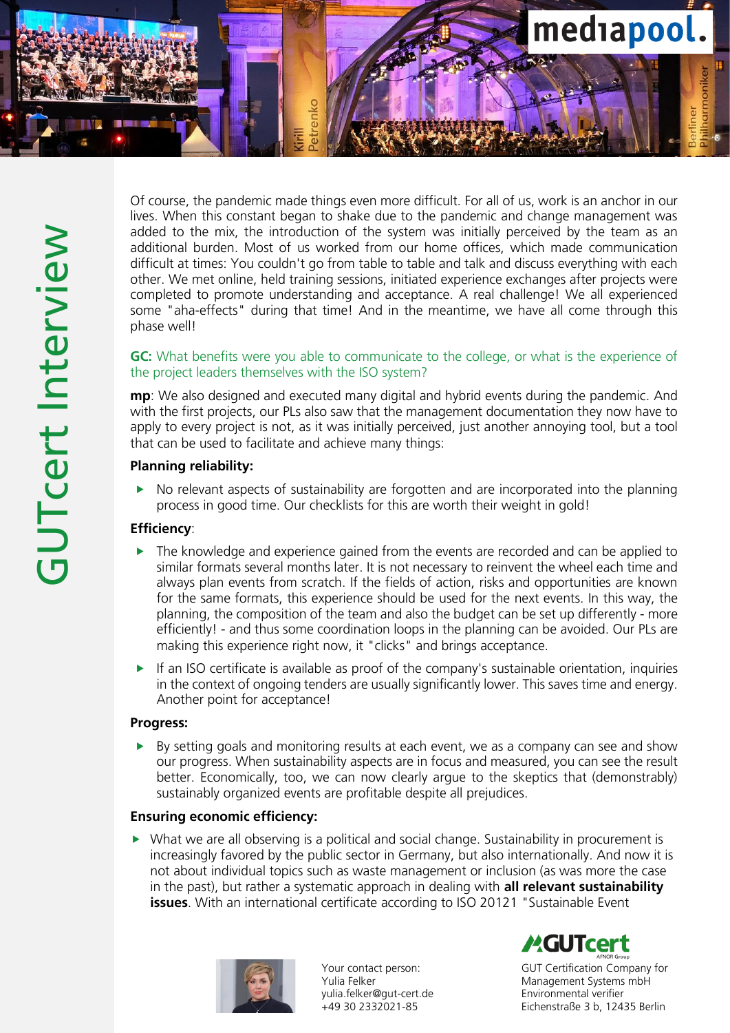Of course, the pandemic made things even more difficult. For all of us, work is an anchor in our lives. When this constant began to shake due to the pandemic and change management was added to the mix, the introduction of the system was initially perceived by the team as an additional burden. Most of us worked from our home offices, which made communication difficult at times: You couldn't go from table to table and talk and discuss everything with each other. We met online, held training sessions, initiated experience exchanges after projects were completed to promote understanding and acceptance. A real challenge! We all experienced some "aha-effects" during that time! And in the meantime, we have all come through this phase well!

**GC:** What benefits were you able to communicate to the college, or what is the experience of the project leaders themselves with the ISO system?

**mp**: We also designed and executed many digital and hybrid events during the pandemic. And with the first projects, our PLs also saw that the management documentation they now have to apply to every project is not, as it was initially perceived, just another annoying tool, but a tool that can be used to facilitate and achieve many things:

**Planning reliability:**

- No relevant aspects of sustainability are forgotten and are incorporated into the planning process in good time. Our checklists for this are worth their weight in gold!

**Efficiency**:

- The knowledge and experience gained from the events are recorded and can be applied to similar formats several months later. It is not necessary to reinvent the wheel each time and always plan events from scratch. If the fields of action, risks and opportunities are known for the same formats, this experience should be used for the next events. In this way, the planning, the composition of the team and also the budget can be set up differently - more efficiently! - and thus some coordination loops in the planning can be avoided. Our PLs are making this experience right now, it "clicks" and brings acceptance.
- If an ISO certificate is available as proof of the company's sustainable orientation, inquiries in the context of ongoing tenders are usually significantly lower. This saves time and energy. Another point for acceptance!

**Progress:**

- By setting goals and monitoring results at each event, we as a company can see and show our progress. When sustainability aspects are in focus and measured, you can see the result better. Economically, too, we can now clearly argue to the skeptics that (demonstrably) sustainably organized events are profitable despite all prejudices.

**Ensuring economic efficiency:**

- What we are all observing is a political and social change. Sustainability in procurement is increasingly favored by the public sector in Germany, but also internationally. And now it is not about individual topics such as waste management or inclusion (as was more the case in the past), but rather a systematic approach in dealing with **all relevant sustainability issues**. With an international certificate according to ISO 20121 "Sustainable Event

Your contact person:
Yulia Felker
yulia.felker@gut-cert.de
+49 30 2332021-85

GUT Certification Company for Management Systems mbH
Environmental verifier
Eichenstraße 3 b, 12435 Berlin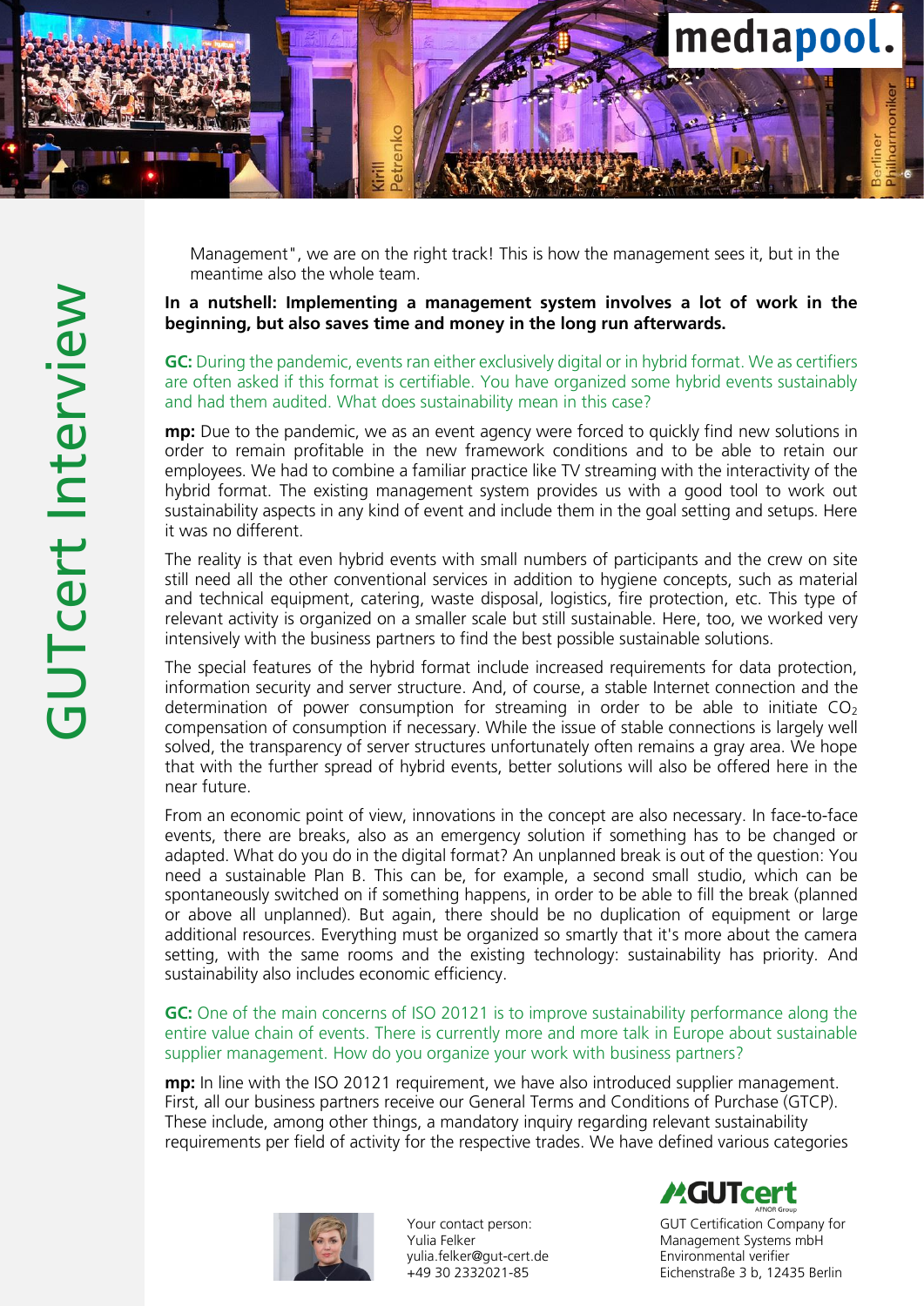Management", we are on the right track! This is how the management sees it, but in the meantime also the whole team.

**In a nutshell: Implementing a management system involves a lot of work in the beginning, but also saves time and money in the long run afterwards.**

**GC:** During the pandemic, events ran either exclusively digital or in hybrid format. We as certifiers are often asked if this format is certifiable. You have organized some hybrid events sustainably and had them audited. What does sustainability mean in this case?

**mp:** Due to the pandemic, we as an event agency were forced to quickly find new solutions in order to remain profitable in the new framework conditions and to be able to retain our employees. We had to combine a familiar practice like TV streaming with the interactivity of the hybrid format. The existing management system provides us with a good tool to work out sustainability aspects in any kind of event and include them in the goal setting and setups. Here it was no different.

The reality is that even hybrid events with small numbers of participants and the crew on site still need all the other conventional services in addition to hygiene concepts, such as material and technical equipment, catering, waste disposal, logistics, fire protection, etc. This type of relevant activity is organized on a smaller scale but still sustainable. Here, too, we worked very intensively with the business partners to find the best possible sustainable solutions.

The special features of the hybrid format include increased requirements for data protection, information security and server structure. And, of course, a stable Internet connection and the determination of power consumption for streaming in order to be able to initiate $CO_2$ compensation of consumption if necessary. While the issue of stable connections is largely well solved, the transparency of server structures unfortunately often remains a gray area. We hope that with the further spread of hybrid events, better solutions will also be offered here in the near future.

From an economic point of view, innovations in the concept are also necessary. In face-to-face events, there are breaks, also as an emergency solution if something has to be changed or adapted. What do you do in the digital format? An unplanned break is out of the question: You need a sustainable Plan B. This can be, for example, a second small studio, which can be spontaneously switched on if something happens, in order to be able to fill the break (planned or above all unplanned). But again, there should be no duplication of equipment or large additional resources. Everything must be organized so smartly that it's more about the camera setting, with the same rooms and the existing technology: sustainability has priority. And sustainability also includes economic efficiency.

**GC:** One of the main concerns of ISO 20121 is to improve sustainability performance along the entire value chain of events. There is currently more and more talk in Europe about sustainable supplier management. How do you organize your work with business partners?

**mp:** In line with the ISO 20121 requirement, we have also introduced supplier management. First, all our business partners receive our General Terms and Conditions of Purchase (GTCP). These include, among other things, a mandatory inquiry regarding relevant sustainability requirements per field of activity for the respective trades. We have defined various categories

Your contact person:
Yulia Felker
yulia.felker@gut-cert.de
+49 30 2332021-85

GUT Certification Company for Management Systems mbH
Environmental verifier
Eichenstraße 3 b, 12435 Berlin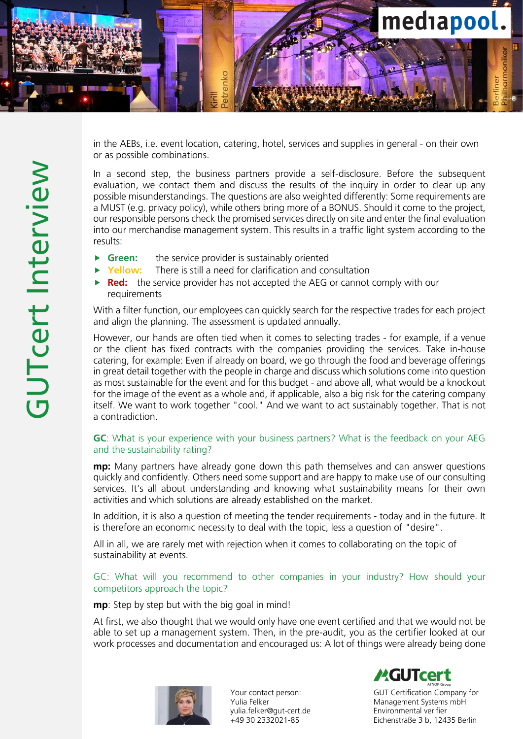in the AEBs, i.e. event location, catering, hotel, services and supplies in general - on their own or as possible combinations.

In a second step, the business partners provide a self-disclosure. Before the subsequent evaluation, we contact them and discuss the results of the inquiry in order to clear up any possible misunderstandings. The questions are also weighted differently: Some requirements are a MUST (e.g. privacy policy), while others bring more of a BONUS. Should it come to the project, our responsible persons check the promised services directly on site and enter the final evaluation into our merchandise management system. This results in a traffic light system according to the results:

- **Green:** the service provider is sustainably oriented
- **Yellow:** There is still a need for clarification and consultation
- **Red:** the service provider has not accepted the AEG or cannot comply with our requirements

With a filter function, our employees can quickly search for the respective trades for each project and align the planning. The assessment is updated annually.

However, our hands are often tied when it comes to selecting trades - for example, if a venue or the client has fixed contracts with the companies providing the services. Take in-house catering, for example: Even if already on board, we go through the food and beverage offerings in great detail together with the people in charge and discuss which solutions come into question as most sustainable for the event and for this budget - and above all, what would be a knockout for the image of the event as a whole and, if applicable, also a big risk for the catering company itself. We want to work together "cool." And we want to act sustainably together. That is not a contradiction.

**GC**: What is your experience with your business partners? What is the feedback on your AEG and the sustainability rating?

**mp:** Many partners have already gone down this path themselves and can answer questions quickly and confidently. Others need some support and are happy to make use of our consulting services. It's all about understanding and knowing what sustainability means for their own activities and which solutions are already established on the market.

In addition, it is also a question of meeting the tender requirements - today and in the future. It is therefore an economic necessity to deal with the topic, less a question of "desire".

All in all, we are rarely met with rejection when it comes to collaborating on the topic of sustainability at events.

GC: What will you recommend to other companies in your industry? How should your competitors approach the topic?

**mp**: Step by step but with the big goal in mind!

At first, we also thought that we would only have one event certified and that we would not be able to set up a management system. Then, in the pre-audit, you as the certifier looked at our work processes and documentation and encouraged us: A lot of things were already being done

Your contact person:
Yulia Felker
yulia.felker@gut-cert.de
+49 30 2332021-85

GUT Certification Company for Management Systems mbH
Environmental verifier
Eichenstraße 3 b, 12435 Berlin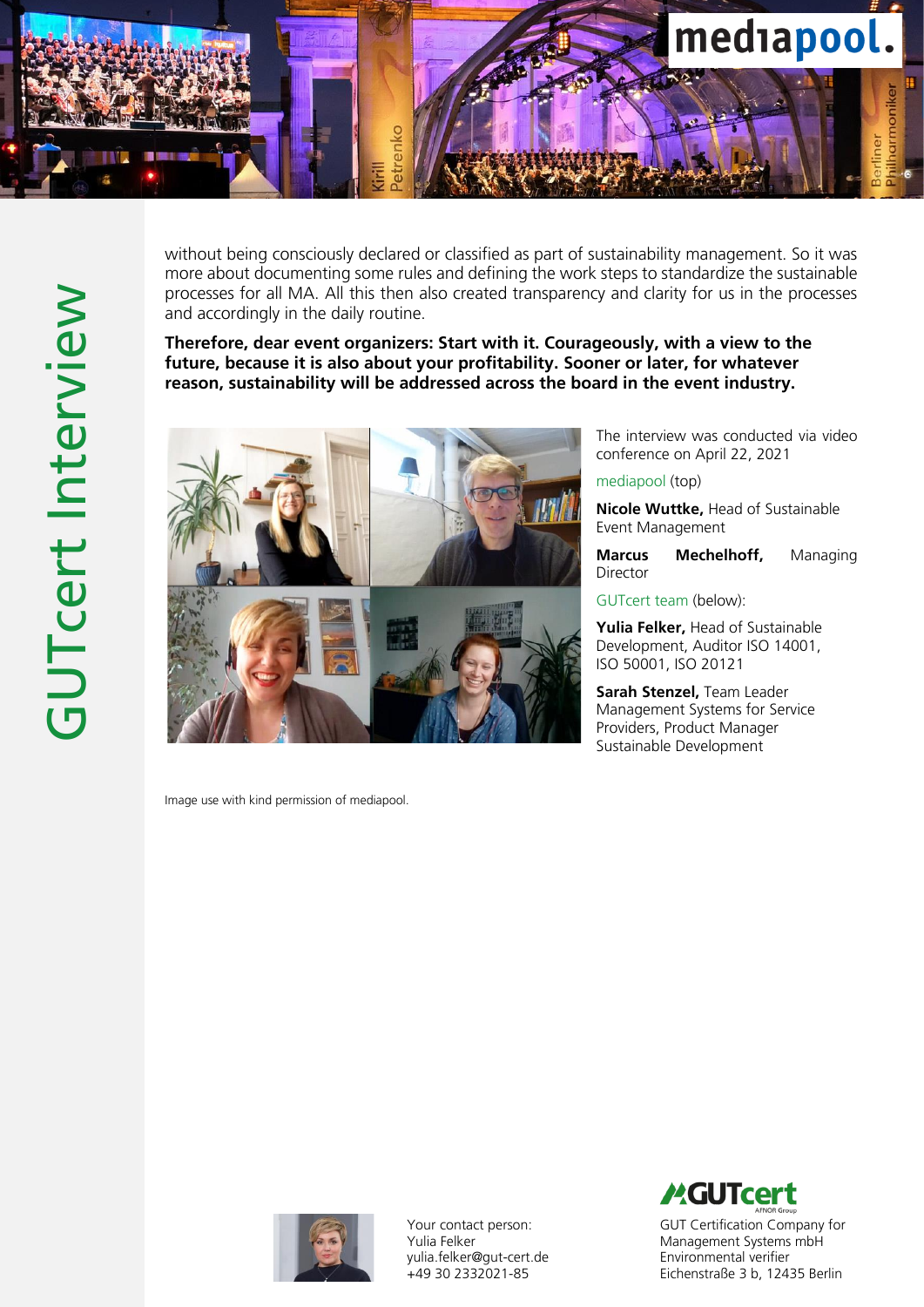without being consciously declared or classified as part of sustainability management. So it was more about documenting some rules and defining the work steps to standardize the sustainable processes for all MA. All this then also created transparency and clarity for us in the processes and accordingly in the daily routine.

**Therefore, dear event organizers: Start with it. Courageously, with a view to the future, because it is also about your profitability. Sooner or later, for whatever reason, sustainability will be addressed across the board in the event industry.**

The interview was conducted via video conference on April 22, 2021

mediapool (top)

**Nicole Wuttke,** Head of Sustainable Event Management

**Marcus Mechelhoff,** Managing Director

GUTcert team (below):

**Yulia Felker,** Head of Sustainable Development, Auditor ISO 14001, ISO 50001, ISO 20121

**Sarah Stenzel,** Team Leader Management Systems for Service Providers, Product Manager Sustainable Development

Image use with kind permission of mediapool.

Your contact person:
Yulia Felker
yulia.felker@gut-cert.de
+49 30 2332021-85

GUT Certification Company for Management Systems mbH
Environmental verifier
Eichenstraße 3 b, 12435 Berlin